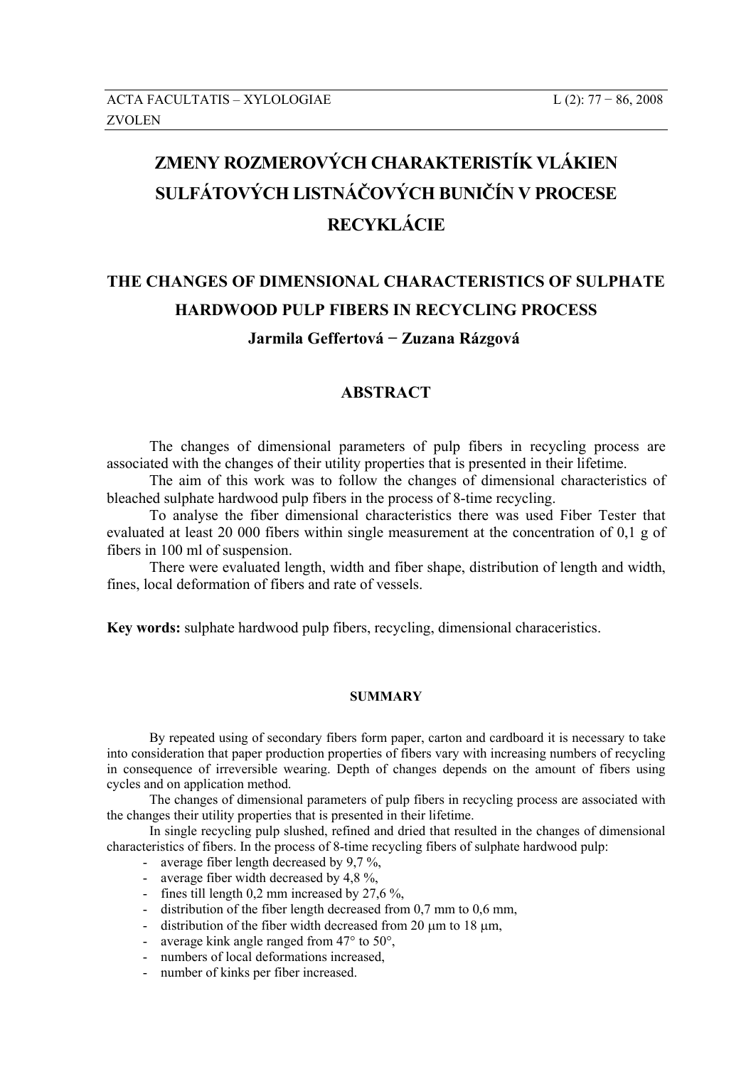# ZMENY ROZMEROVÝCH CHARAKTERISTÍK VLÁKIEN SULFÁTOVÝCH LISTNÁČOVÝCH BUNIČÍN V PROCESE RECYKLÁCIE

# THE CHANGES OF DIMENSIONAL CHARACTERISTICS OF SULPHATE HARDWOOD PULP FIBERS IN RECYCLING PROCESS

**Jarmila Geffertová − Zuzana Rázgová**

## ABSTRACT

The changes of dimensional parameters of pulp fibers in recycling process are associated with the changes of their utility properties that is presented in their lifetime.

The aim of this work was to follow the changes of dimensional characteristics of bleached sulphate hardwood pulp fibers in the process of 8-time recycling.

To analyse the fiber dimensional characteristics there was used Fiber Tester that evaluated at least 20 000 fibers within single measurement at the concentration of 0,1 g of fibers in 100 ml of suspension.

There were evaluated length, width and fiber shape, distribution of length and width, fines, local deformation of fibers and rate of vessels.

**Key words:** sulphate hardwood pulp fibers, recycling, dimensional characeristics.

#### SUMMARY

By repeated using of secondary fibers form paper, carton and cardboard it is necessary to take into consideration that paper production properties of fibers vary with increasing numbers of recycling in consequence of irreversible wearing. Depth of changes depends on the amount of fibers using cycles and on application method.

The changes of dimensional parameters of pulp fibers in recycling process are associated with the changes their utility properties that is presented in their lifetime.

In single recycling pulp slushed, refined and dried that resulted in the changes of dimensional characteristics of fibers. In the process of 8-time recycling fibers of sulphate hardwood pulp:

- average fiber length decreased by 9,7 %,
- average fiber width decreased by 4,8 %,
- fines till length 0,2 mm increased by 27,6 %,
- distribution of the fiber length decreased from 0,7 mm to 0,6 mm,
- distribution of the fiber width decreased from 20 μm to 18 μm,
- average kink angle ranged from 47° to 50°,
- numbers of local deformations increased,
- number of kinks per fiber increased.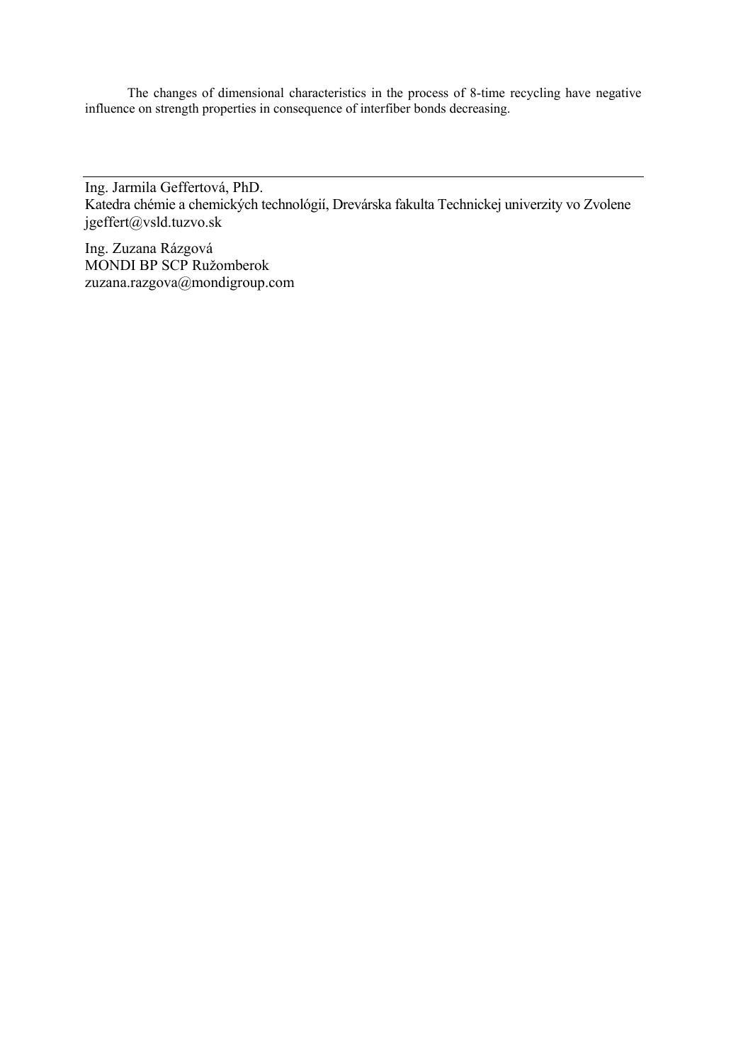The changes of dimensional characteristics in the process of 8-time recycling have negative influence on strength properties in consequence of interfiber bonds decreasing.

---

Ing. Jarmila Geffertová, PhD.
Katedra chémie a chemických technológií, Drevárska fakulta Technickej univerzity vo Zvolene
jgeffert@vsld.tuzvo.sk

Ing. Zuzana Rázgová
MONDI BP SCP Ružomberok
zuzana.razgova@mondigroup.com